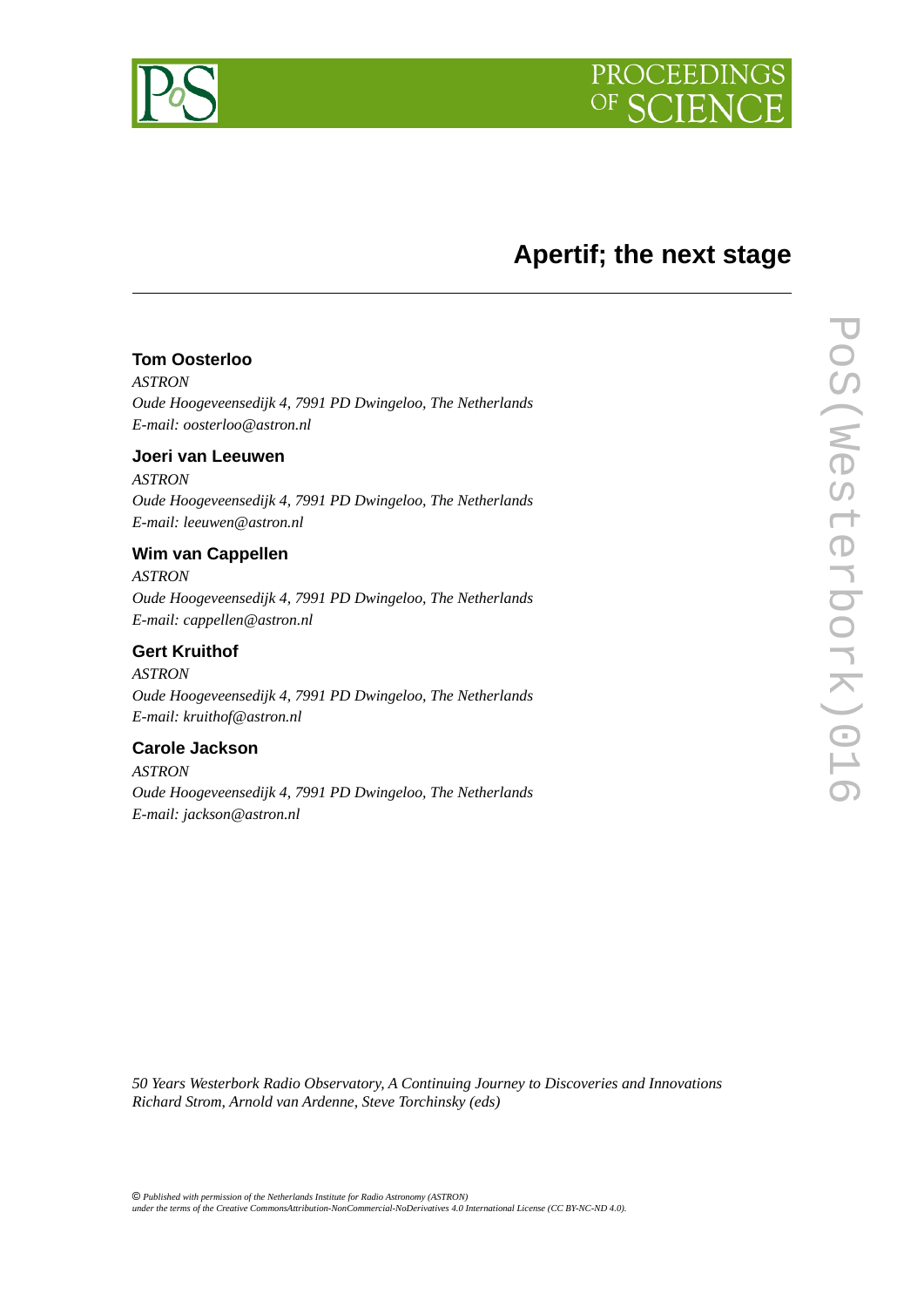# Apertif; the next stage

**Tom Oosterloo**

*ASTRON*
*Oude Hoogeveensedijk 4, 7991 PD Dwingeloo, The Netherlands*
*E-mail: oosterloo@astron.nl*

**Joeri van Leeuwen**

*ASTRON*
*Oude Hoogeveensedijk 4, 7991 PD Dwingeloo, The Netherlands*
*E-mail: leeuwen@astron.nl*

**Wim van Cappellen**

*ASTRON*
*Oude Hoogeveensedijk 4, 7991 PD Dwingeloo, The Netherlands*
*E-mail: cappellen@astron.nl*

**Gert Kruithof**

*ASTRON*
*Oude Hoogeveensedijk 4, 7991 PD Dwingeloo, The Netherlands*
*E-mail: kruithof@astron.nl*

**Carole Jackson**

*ASTRON*
*Oude Hoogeveensedijk 4, 7991 PD Dwingeloo, The Netherlands*
*E-mail: jackson@astron.nl*

*50 Years Westerbork Radio Observatory, A Continuing Journey to Discoveries and Innovations*
*Richard Strom, Arnold van Ardenne, Steve Torchinsky (eds)*

© *Published with permission of the Netherlands Institute for Radio Astronomy (ASTRON) under the terms of the Creative CommonsAttribution-NonCommercial-NoDerivatives 4.0 International License (CC BY-NC-ND 4.0).*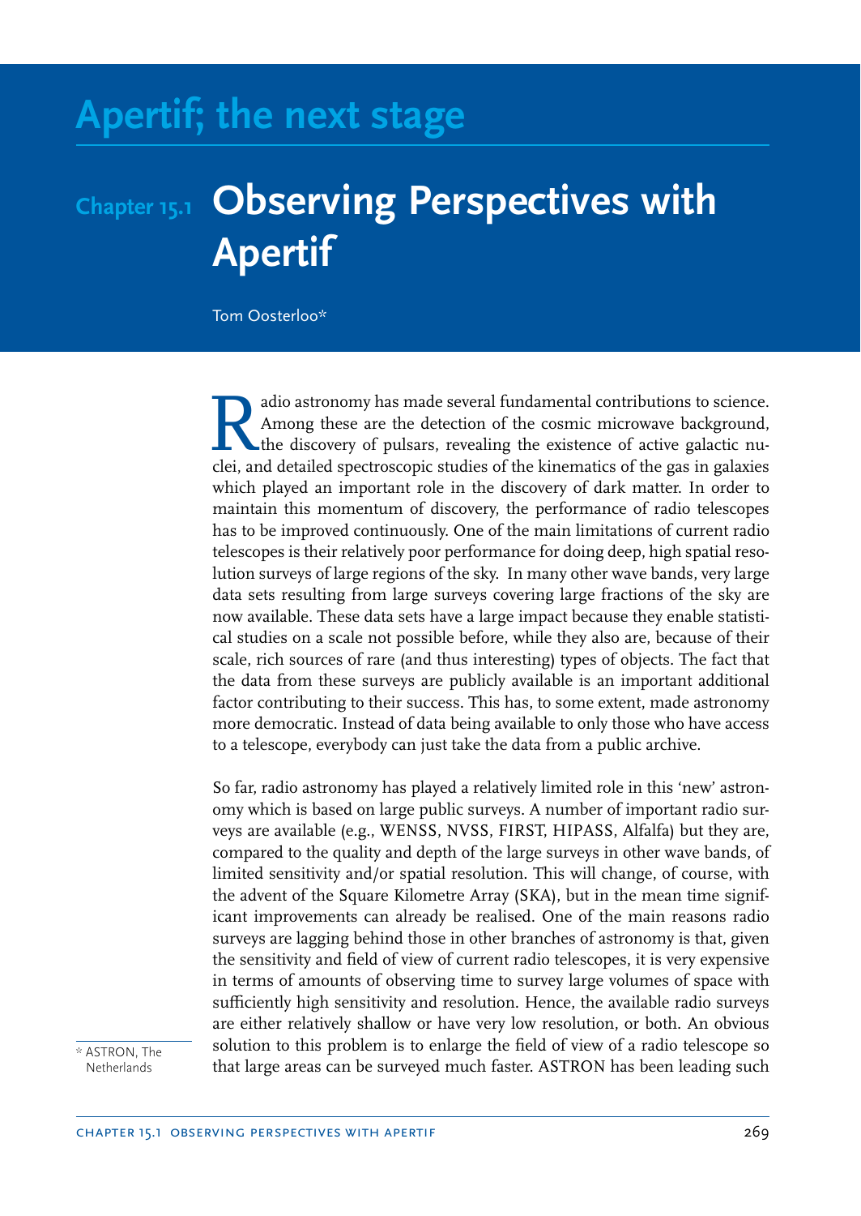# Apertif; the next stage

## Chapter 15.1 Observing Perspectives with Apertif

Tom Oosterloo*

Radio astronomy has made several fundamental contributions to science. Among these are the detection of the cosmic microwave background, the discovery of pulsars, revealing the existence of active galactic nuclei, and detailed spectroscopic studies of the kinematics of the gas in galaxies which played an important role in the discovery of dark matter. In order to maintain this momentum of discovery, the performance of radio telescopes has to be improved continuously. One of the main limitations of current radio telescopes is their relatively poor performance for doing deep, high spatial resolution surveys of large regions of the sky. In many other wave bands, very large data sets resulting from large surveys covering large fractions of the sky are now available. These data sets have a large impact because they enable statistical studies on a scale not possible before, while they also are, because of their scale, rich sources of rare (and thus interesting) types of objects. The fact that the data from these surveys are publicly available is an important additional factor contributing to their success. This has, to some extent, made astronomy more democratic. Instead of data being available to only those who have access to a telescope, everybody can just take the data from a public archive.

So far, radio astronomy has played a relatively limited role in this 'new' astronomy which is based on large public surveys. A number of important radio surveys are available (e.g., WENSS, NVSS, FIRST, HIPASS, Alfalfa) but they are, compared to the quality and depth of the large surveys in other wave bands, of limited sensitivity and/or spatial resolution. This will change, of course, with the advent of the Square Kilometre Array (SKA), but in the mean time significant improvements can already be realised. One of the main reasons radio surveys are lagging behind those in other branches of astronomy is that, given the sensitivity and field of view of current radio telescopes, it is very expensive in terms of amounts of observing time to survey large volumes of space with sufficiently high sensitivity and resolution. Hence, the available radio surveys are either relatively shallow or have very low resolution, or both. An obvious solution to this problem is to enlarge the field of view of a radio telescope so that large areas can be surveyed much faster. ASTRON has been leading such

* ASTRON, The Netherlands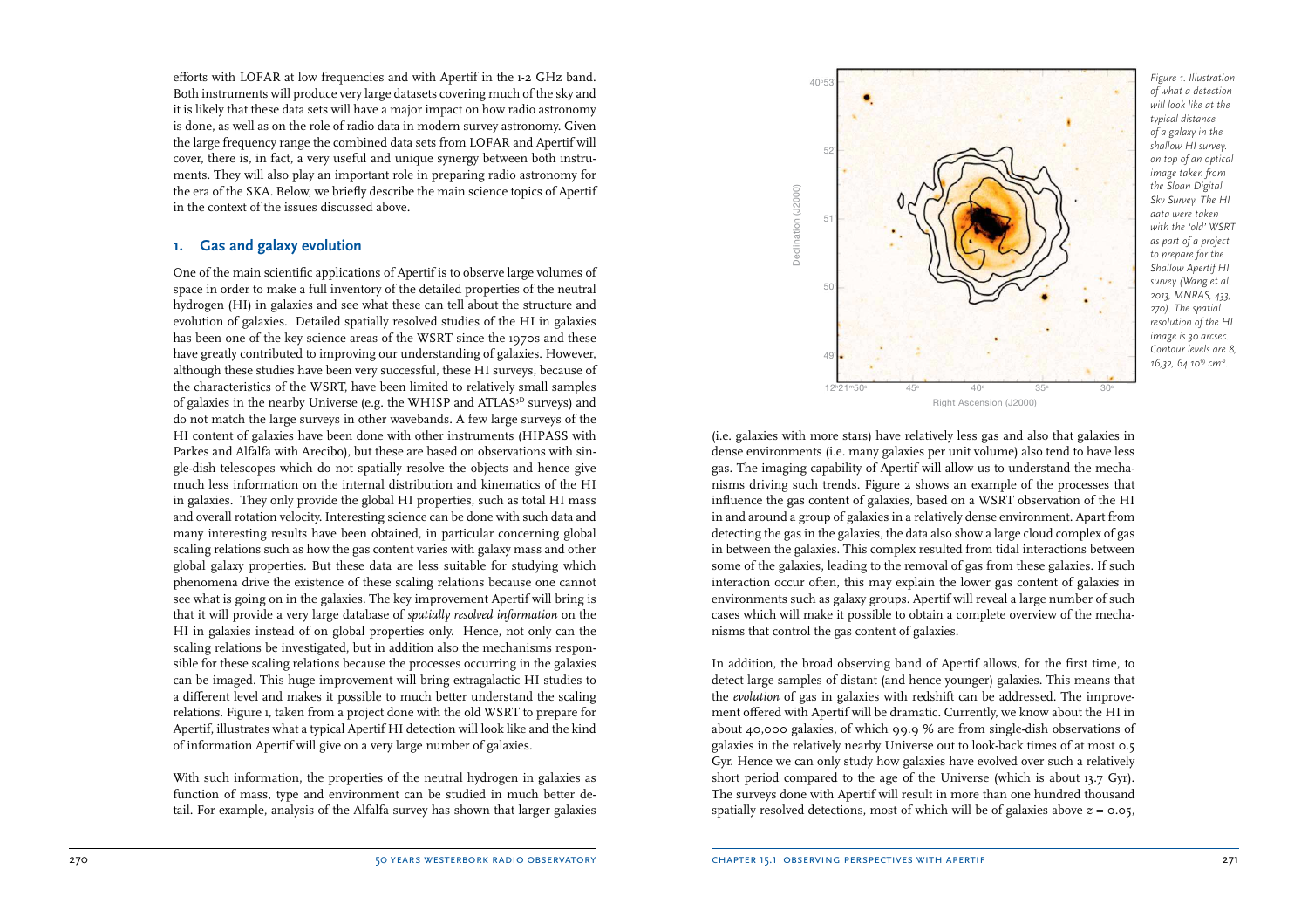efforts with LOFAR at low frequencies and with Apertif in the 1-2 GHz band. Both instruments will produce very large datasets covering much of the sky and it is likely that these data sets will have a major impact on how radio astronomy is done, as well as on the role of radio data in modern survey astronomy. Given the large frequency range the combined data sets from LOFAR and Apertif will cover, there is, in fact, a very useful and unique synergy between both instruments. They will also play an important role in preparing radio astronomy for the era of the SKA. Below, we briefly describe the main science topics of Apertif in the context of the issues discussed above.

## 1. Gas and galaxy evolution

One of the main scientific applications of Apertif is to observe large volumes of space in order to make a full inventory of the detailed properties of the neutral hydrogen (HI) in galaxies and see what these can tell about the structure and evolution of galaxies. Detailed spatially resolved studies of the HI in galaxies has been one of the key science areas of the WSRT since the 1970s and these have greatly contributed to improving our understanding of galaxies. However, although these studies have been very successful, these HI surveys, because of the characteristics of the WSRT, have been limited to relatively small samples of galaxies in the nearby Universe (e.g. the WHISP and ATLAS[3D] surveys) and do not match the large surveys in other wavebands. A few large surveys of the HI content of galaxies have been done with other instruments (HIPASS with Parkes and Alfalfa with Arecibo), but these are based on observations with single-dish telescopes which do not spatially resolve the objects and hence give much less information on the internal distribution and kinematics of the HI in galaxies. They only provide the global HI properties, such as total HI mass and overall rotation velocity. Interesting science can be done with such data and many interesting results have been obtained, in particular concerning global scaling relations such as how the gas content varies with galaxy mass and other global galaxy properties. But these data are less suitable for studying which phenomena drive the existence of these scaling relations because one cannot see what is going on in the galaxies. The key improvement Apertif will bring is that it will provide a very large database of *spatially resolved information* on the HI in galaxies instead of on global properties only. Hence, not only can the scaling relations be investigated, but in addition also the mechanisms responsible for these scaling relations because the processes occurring in the galaxies can be imaged. This huge improvement will bring extragalactic HI studies to a different level and makes it possible to much better understand the scaling relations. Figure 1, taken from a project done with the old WSRT to prepare for Apertif, illustrates what a typical Apertif HI detection will look like and the kind of information Apertif will give on a very large number of galaxies.

With such information, the properties of the neutral hydrogen in galaxies as function of mass, type and environment can be studied in much better detail. For example, analysis of the Alfalfa survey has shown that larger galaxies (i.e. galaxies with more stars) have relatively less gas and also that galaxies in dense environments (i.e. many galaxies per unit volume) also tend to have less gas. The imaging capability of Apertif will allow us to understand the mechanisms driving such trends. Figure 2 shows an example of the processes that influence the gas content of galaxies, based on a WSRT observation of the HI in and around a group of galaxies in a relatively dense environment. Apart from detecting the gas in the galaxies, the data also show a large cloud complex of gas in between the galaxies. This complex resulted from tidal interactions between some of the galaxies, leading to the removal of gas from these galaxies. If such interaction occur often, this may explain the lower gas content of galaxies in environments such as galaxy groups. Apertif will reveal a large number of such cases which will make it possible to obtain a complete overview of the mechanisms that control the gas content of galaxies.

*Figure 1. Illustration of what a detection will look like at the typical distance of a galaxy in the shallow HI survey. on top of an optical image taken from the Sloan Digital Sky Survey. The HI data were taken with the 'old' WSRT as part of a project to prepare for the Shallow Apertif HI survey (Wang et al. 2013, MNRAS, 433, 270). The spatial resolution of the HI image is 30 arcsec. Contour levels are 8, 16,32, 64 $10^{19}$ cm$^{-2}$.*

In addition, the broad observing band of Apertif allows, for the first time, to detect large samples of distant (and hence younger) galaxies. This means that the *evolution* of gas in galaxies with redshift can be addressed. The improvement offered with Apertif will be dramatic. Currently, we know about the HI in about 40,000 galaxies, of which 99.9 % are from single-dish observations of galaxies in the relatively nearby Universe out to look-back times of at most 0.5 Gyr. Hence we can only study how galaxies have evolved over such a relatively short period compared to the age of the Universe (which is about 13.7 Gyr). The surveys done with Apertif will result in more than one hundred thousand spatially resolved detections, most of which will be of galaxies above $z = 0.05$,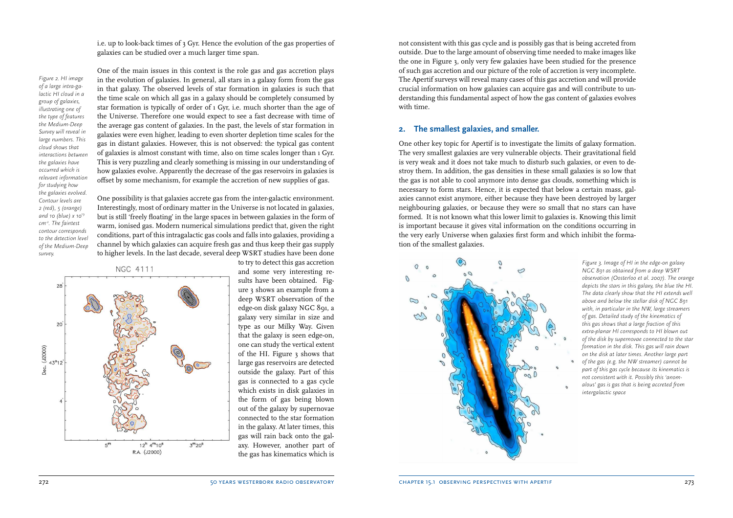i.e. up to look-back times of 3 Gyr. Hence the evolution of the gas properties of galaxies can be studied over a much larger time span.

*Figure 2. HI image of a large intra-galactic HI cloud in a group of galaxies, illustrating one of the type of features the Medium-Deep Survey will reveal in large numbers. This cloud shows that interactions between the galaxies have occurred which is relevant information for studying how the galaxies evolved. Contour levels are 2 (red), 5 (orange) and 10 (blue) x $10^{19}$ $cm^{-2}$. The faintest contour corresponds to the detection level of the Medium-Deep survey.*

One of the main issues in this context is the role gas and gas accretion plays in the evolution of galaxies. In general, all stars in a galaxy form from the gas in that galaxy. The observed levels of star formation in galaxies is such that the time scale on which all gas in a galaxy should be completely consumed by star formation is typically of order of 1 Gyr, i.e. much shorter than the age of the Universe. Therefore one would expect to see a fast decrease with time of the average gas content of galaxies. In the past, the levels of star formation in galaxies were even higher, leading to even shorter depletion time scales for the gas in distant galaxies. However, this is not observed: the typical gas content of galaxies is almost constant with time, also on time scales longer than 1 Gyr. This is very puzzling and clearly something is missing in our understanding of how galaxies evolve. Apparently the decrease of the gas reservoirs in galaxies is offset by some mechanism, for example the accretion of new supplies of gas.

One possibility is that galaxies accrete gas from the inter-galactic environment. Interestingly, most of ordinary matter in the Universe is not located in galaxies, but is still 'freely floating' in the large spaces in between galaxies in the form of warm, ionised gas. Modern numerical simulations predict that, given the right conditions, part of this intragalactic gas cools and falls into galaxies, providing a channel by which galaxies can acquire fresh gas and thus keep their gas supply to higher levels. In the last decade, several deep WSRT studies have been done to try to detect this gas accretion and some very interesting results have been obtained. Figure 3 shows an example from a deep WSRT observation of the edge-on disk galaxy NGC 891, a galaxy very similar in size and type as our Milky Way. Given that the galaxy is seen edge-on, one can study the vertical extent of the HI. Figure 3 shows that large gas reservoirs are detected outside the galaxy. Part of this gas is connected to a gas cycle which exists in disk galaxies in the form of gas being blown out of the galaxy by supernovae connected to the star formation in the galaxy. At later times, this gas will rain back onto the galaxy. However, another part of the gas has kinematics which is not consistent with this gas cycle and is possibly gas that is being accreted from outside. Due to the large amount of observing time needed to make images like the one in Figure 3, only very few galaxies have been studied for the presence of such gas accretion and our picture of the role of accretion is very incomplete. The Apertif surveys will reveal many cases of this gas accretion and will provide crucial information on how galaxies can acquire gas and will contribute to understanding this fundamental aspect of how the gas content of galaxies evolves with time.

## 2. The smallest galaxies, and smaller.

One other key topic for Apertif is to investigate the limits of galaxy formation. The very smallest galaxies are very vulnerable objects. Their gravitational field is very weak and it does not take much to disturb such galaxies, or even to destroy them. In addition, the gas densities in these small galaxies is so low that the gas is not able to cool anymore into dense gas clouds, something which is necessary to form stars. Hence, it is expected that below a certain mass, galaxies cannot exist anymore, either because they have been destroyed by larger neighbouring galaxies, or because they were so small that no stars can have formed. It is not known what this lower limit to galaxies is. Knowing this limit is important because it gives vital information on the conditions occurring in the very early Universe when galaxies first form and which inhibit the formation of the smallest galaxies.

*Figure 3. Image of HI in the edge-on galaxy NGC 891 as obtained from a deep WSRT observation (Oosterloo et al. 2007). The orange depicts the stars in this galaxy, the blue the HI. The data clearly show that the HI extends well above and below the stellar disk of NGC 891 with, in particular in the NW, large streamers of gas. Detailed study of the kinematics of this gas shows that a large fraction of this extra-planar HI corresponds to HI blown out of the disk by supernovae connected to the star formation in the disk. This gas will rain down on the disk at later times. Another large part of the gas (e.g. the NW streamer) cannot be part of this gas cycle because its kinematics is not consistent with it. Possibly this 'anomalous' gas is gas that is being accreted from intergalactic space*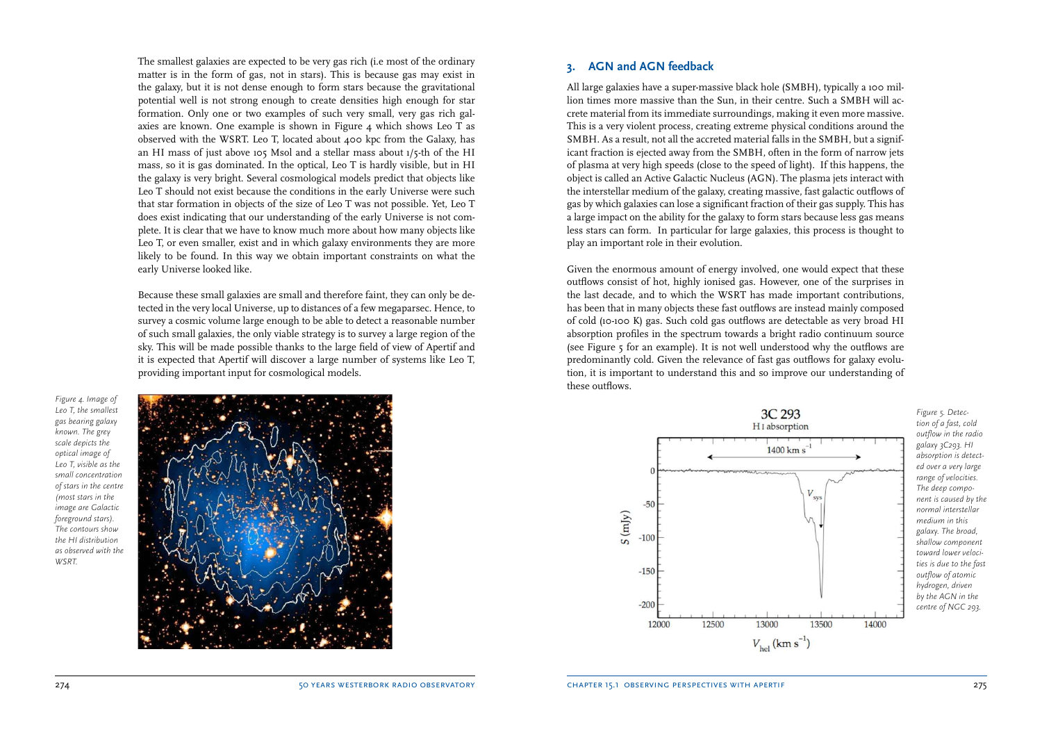The smallest galaxies are expected to be very gas rich (i.e most of the ordinary matter is in the form of gas, not in stars). This is because gas may exist in the galaxy, but it is not dense enough to form stars because the gravitational potential well is not strong enough to create densities high enough for star formation. Only one or two examples of such very small, very gas rich galaxies are known. One example is shown in Figure 4 which shows Leo T as observed with the WSRT. Leo T, located about 400 kpc from the Galaxy, has an HI mass of just above 105 Msol and a stellar mass about 1/5-th of the HI mass, so it is gas dominated. In the optical, Leo T is hardly visible, but in HI the galaxy is very bright. Several cosmological models predict that objects like Leo T should not exist because the conditions in the early Universe were such that star formation in objects of the size of Leo T was not possible. Yet, Leo T does exist indicating that our understanding of the early Universe is not complete. It is clear that we have to know much more about how many objects like Leo T, or even smaller, exist and in which galaxy environments they are more likely to be found. In this way we obtain important constraints on what the early Universe looked like.

Because these small galaxies are small and therefore faint, they can only be detected in the very local Universe, up to distances of a few megaparsec. Hence, to survey a cosmic volume large enough to be able to detect a reasonable number of such small galaxies, the only viable strategy is to survey a large region of the sky. This will be made possible thanks to the large field of view of Apertif and it is expected that Apertif will discover a large number of systems like Leo T, providing important input for cosmological models.

*Figure 4. Image of Leo T, the smallest gas bearing galaxy known. The grey scale depicts the optical image of Leo T, visible as the small concentration of stars in the centre (most stars in the image are Galactic foreground stars). The contours show the HI distribution as observed with the WSRT.*

## 3. AGN and AGN feedback

All large galaxies have a super-massive black hole (SMBH), typically a 100 million times more massive than the Sun, in their centre. Such a SMBH will accrete material from its immediate surroundings, making it even more massive. This is a very violent process, creating extreme physical conditions around the SMBH. As a result, not all the accreted material falls in the SMBH, but a significant fraction is ejected away from the SMBH, often in the form of narrow jets of plasma at very high speeds (close to the speed of light). If this happens, the object is called an Active Galactic Nucleus (AGN). The plasma jets interact with the interstellar medium of the galaxy, creating massive, fast galactic outflows of gas by which galaxies can lose a significant fraction of their gas supply. This has a large impact on the ability for the galaxy to form stars because less gas means less stars can form. In particular for large galaxies, this process is thought to play an important role in their evolution.

Given the enormous amount of energy involved, one would expect that these outflows consist of hot, highly ionised gas. However, one of the surprises in the last decade, and to which the WSRT has made important contributions, has been that in many objects these fast outflows are instead mainly composed of cold (10-100 K) gas. Such cold gas outflows are detectable as very broad HI absorption profiles in the spectrum towards a bright radio continuum source (see Figure 5 for an example). It is not well understood why the outflows are predominantly cold. Given the relevance of fast gas outflows for galaxy evolution, it is important to understand this and so improve our understanding of these outflows.

*Figure 5. Detection of a fast, cold outflow in the radio galaxy 3C293. HI absorption is detected over a very large range of velocities. The deep component is caused by the normal interstellar medium in this galaxy. The broad, shallow component toward lower velocities is due to the fast outflow of atomic hydrogen, driven by the AGN in the centre of NGC 293.*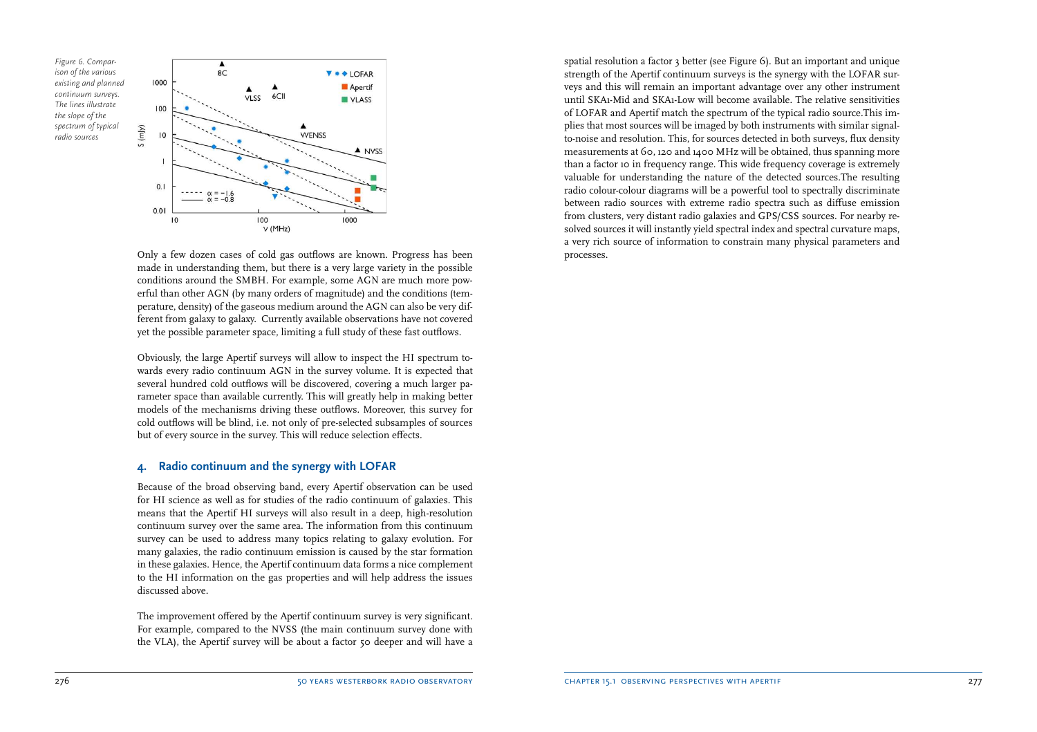*Figure 6. Comparison of the various existing and planned continuum surveys. The lines illustrate the slope of the spectrum of typical radio sources*

Only a few dozen cases of cold gas outflows are known. Progress has been made in understanding them, but there is a very large variety in the possible conditions around the SMBH. For example, some AGN are much more powerful than other AGN (by many orders of magnitude) and the conditions (temperature, density) of the gaseous medium around the AGN can also be very different from galaxy to galaxy. Currently available observations have not covered yet the possible parameter space, limiting a full study of these fast outflows.

Obviously, the large Apertif surveys will allow to inspect the HI spectrum towards every radio continuum AGN in the survey volume. It is expected that several hundred cold outflows will be discovered, covering a much larger parameter space than available currently. This will greatly help in making better models of the mechanisms driving these outflows. Moreover, this survey for cold outflows will be blind, i.e. not only of pre-selected subsamples of sources but of every source in the survey. This will reduce selection effects.

## 4. Radio continuum and the synergy with LOFAR

Because of the broad observing band, every Apertif observation can be used for HI science as well as for studies of the radio continuum of galaxies. This means that the Apertif HI surveys will also result in a deep, high-resolution continuum survey over the same area. The information from this continuum survey can be used to address many topics relating to galaxy evolution. For many galaxies, the radio continuum emission is caused by the star formation in these galaxies. Hence, the Apertif continuum data forms a nice complement to the HI information on the gas properties and will help address the issues discussed above.

The improvement offered by the Apertif continuum survey is very significant. For example, compared to the NVSS (the main continuum survey done with the VLA), the Apertif survey will be about a factor 50 deeper and will have a spatial resolution a factor 3 better (see Figure 6). But an important and unique strength of the Apertif continuum surveys is the synergy with the LOFAR surveys and this will remain an important advantage over any other instrument until SKA1-Mid and SKA1-Low will become available. The relative sensitivities of LOFAR and Apertif match the spectrum of the typical radio source. This implies that most sources will be imaged by both instruments with similar signal-to-noise and resolution. This, for sources detected in both surveys, flux density measurements at 60, 120 and 1400 MHz will be obtained, thus spanning more than a factor 10 in frequency range. This wide frequency coverage is extremely valuable for understanding the nature of the detected sources. The resulting radio colour-colour diagrams will be a powerful tool to spectrally discriminate between radio sources with extreme radio spectra such as diffuse emission from clusters, very distant radio galaxies and GPS/CSS sources. For nearby resolved sources it will instantly yield spectral index and spectral curvature maps, a very rich source of information to constrain many physical parameters and processes.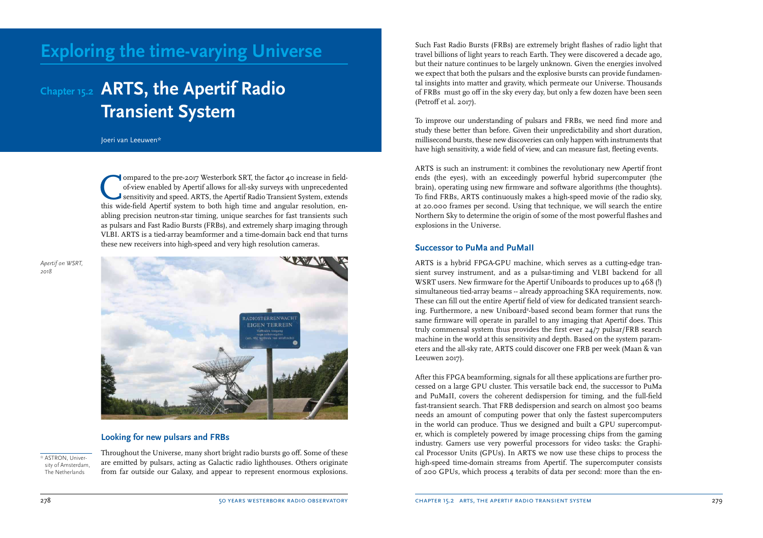# Exploring the time-varying Universe

## Chapter 15.2 ARTS, the Apertif Radio Transient System

Joeri van Leeuwen*

Compared to the pre-2017 Westerbork SRT, the factor 40 increase in field-of-view enabled by Apertif allows for all-sky surveys with unprecedented sensitivity and speed. ARTS, the Apertif Radio Transient System, extends this wide-field Apertif system to both high time and angular resolution, enabling precision neutron-star timing, unique searches for fast transients such as pulsars and Fast Radio Bursts (FRBs), and extremely sharp imaging through VLBI. ARTS is a tied-array beamformer and a time-domain back end that turns these new receivers into high-speed and very high resolution cameras.

*Apertif on WSRT, 2018*

### Looking for new pulsars and FRBs

Throughout the Universe, many short bright radio bursts go off. Some of these are emitted by pulsars, acting as Galactic radio lighthouses. Others originate from far outside our Galaxy, and appear to represent enormous explosions. Such Fast Radio Bursts (FRBs) are extremely bright flashes of radio light that travel billions of light years to reach Earth. They were discovered a decade ago, but their nature continues to be largely unknown. Given the energies involved we expect that both the pulsars and the explosive bursts can provide fundamental insights into matter and gravity, which permeate our Universe. Thousands of FRBs must go off in the sky every day, but only a few dozen have been seen (Petroff et al. 2017).

To improve our understanding of pulsars and FRBs, we need find more and study these better than before. Given their unpredictability and short duration, millisecond bursts, these new discoveries can only happen with instruments that have high sensitivity, a wide field of view, and can measure fast, fleeting events.

ARTS is such an instrument: it combines the revolutionary new Apertif front ends (the eyes), with an exceedingly powerful hybrid supercomputer (the brain), operating using new firmware and software algorithms (the thoughts). To find FRBs, ARTS continuously makes a high-speed movie of the radio sky, at 20.000 frames per second. Using that technique, we will search the entire Northern Sky to determine the origin of some of the most powerful flashes and explosions in the Universe.

### Successor to PuMa and PuMaII

ARTS is a hybrid FPGA-GPU machine, which serves as a cutting-edge transient survey instrument, and as a pulsar-timing and VLBI backend for all WSRT users. New firmware for the Apertif Uniboards to produces up to 468 (!) simultaneous tied-array beams -- already approaching SKA requirements, now. These can fill out the entire Apertif field of view for dedicated transient searching. Furthermore, a new Uniboard²-based second beam former that runs the same firmware will operate in parallel to any imaging that Apertif does. This truly commensal system thus provides the first ever 24/7 pulsar/FRB search machine in the world at this sensitivity and depth. Based on the system parameters and the all-sky rate, ARTS could discover one FRB per week (Maan & van Leeuwen 2017).

After this FPGA beamforming, signals for all these applications are further processed on a large GPU cluster. This versatile back end, the successor to PuMa and PuMaII, covers the coherent dedispersion for timing, and the full-field fast-transient search. That FRB dedispersion and search on almost 500 beams needs an amount of computing power that only the fastest supercomputers in the world can produce. Thus we designed and built a GPU supercomputer, which is completely powered by image processing chips from the gaming industry. Gamers use very powerful processors for video tasks: the Graphical Processor Units (GPUs). In ARTS we now use these chips to process the high-speed time-domain streams from Apertif. The supercomputer consists of 200 GPUs, which process 4 terabits of data per second: more than the en-

\* ASTRON, University of Amsterdam, The Netherlands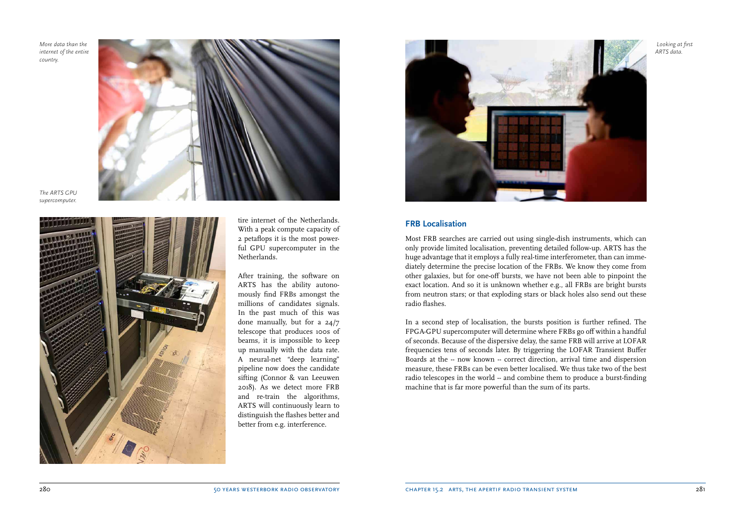*More data than the internet of the entire country.*

*The ARTS GPU supercomputer.*

tire internet of the Netherlands. With a peak compute capacity of 2 petaflops it is the most powerful GPU supercomputer in the Netherlands.

After training, the software on ARTS has the ability autonomously find FRBs amongst the millions of candidates signals. In the past much of this was done manually, but for a 24/7 telescope that produces 100s of beams, it is impossible to keep up manually with the data rate. A neural-net "deep learning" pipeline now does the candidate sifting (Connor & van Leeuwen 2018). As we detect more FRB and re-train the algorithms, ARTS will continuously learn to distinguish the flashes better and better from e.g. interference.

*Looking at first ARTS data.*

## FRB Localisation

Most FRB searches are carried out using single-dish instruments, which can only provide limited localisation, preventing detailed follow-up. ARTS has the huge advantage that it employs a fully real-time interferometer, than can immediately determine the precise location of the FRBs. We know they come from other galaxies, but for one-off bursts, we have not been able to pinpoint the exact location. And so it is unknown whether e.g., all FRBs are bright bursts from neutron stars; or that exploding stars or black holes also send out these radio flashes.

In a second step of localisation, the bursts position is further refined. The FPGA-GPU supercomputer will determine where FRBs go off within a handful of seconds. Because of the dispersive delay, the same FRB will arrive at LOFAR frequencies tens of seconds later. By triggering the LOFAR Transient Buffer Boards at the -- now known -- correct direction, arrival time and dispersion measure, these FRBs can be even better localised. We thus take two of the best radio telescopes in the world -- and combine them to produce a burst-finding machine that is far more powerful than the sum of its parts.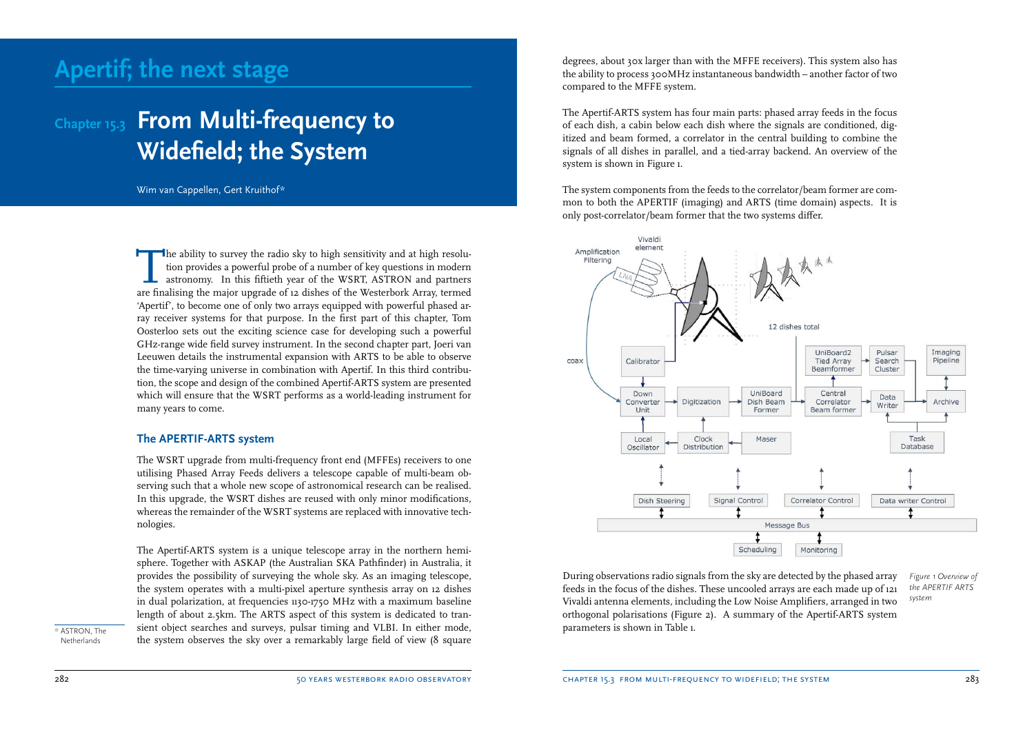# Apertif; the next stage

## Chapter 15.3 From Multi-frequency to Widefield; the System

Wim van Cappellen, Gert Kruithof*

The ability to survey the radio sky to high sensitivity and at high resolution provides a powerful probe of a number of key questions in modern astronomy. In this fiftieth year of the WSRT, ASTRON and partners are finalising the major upgrade of 12 dishes of the Westerbork Array, termed 'Apertif', to become one of only two arrays equipped with powerful phased array receiver systems for that purpose. In the first part of this chapter, Tom Oosterloo sets out the exciting science case for developing such a powerful GHz-range wide field survey instrument. In the second chapter part, Joeri van Leeuwen details the instrumental expansion with ARTS to be able to observe the time-varying universe in combination with Apertif. In this third contribution, the scope and design of the combined Apertif-ARTS system are presented which will ensure that the WSRT performs as a world-leading instrument for many years to come.

### The APERTIF-ARTS system

The WSRT upgrade from multi-frequency front end (MFFEs) receivers to one utilising Phased Array Feeds delivers a telescope capable of multi-beam observing such that a whole new scope of astronomical research can be realised. In this upgrade, the WSRT dishes are reused with only minor modifications, whereas the remainder of the WSRT systems are replaced with innovative technologies.

The Apertif-ARTS system is a unique telescope array in the northern hemisphere. Together with ASKAP (the Australian SKA Pathfinder) in Australia, it provides the possibility of surveying the whole sky. As an imaging telescope, the system operates with a multi-pixel aperture synthesis array on 12 dishes in dual polarization, at frequencies 1130-1750 MHz with a maximum baseline length of about 2.5km. The ARTS aspect of this system is dedicated to transient object searches and surveys, pulsar timing and VLBI. In either mode, the system observes the sky over a remarkably large field of view (8 square degrees, about 30x larger than with the MFFE receivers). This system also has the ability to process 300MHz instantaneous bandwidth – another factor of two compared to the MFFE system.

* ASTRON, The Netherlands

The Apertif-ARTS system has four main parts: phased array feeds in the focus of each dish, a cabin below each dish where the signals are conditioned, digitized and beam formed, a correlator in the central building to combine the signals of all dishes in parallel, and a tied-array backend. An overview of the system is shown in Figure 1.

The system components from the feeds to the correlator/beam former are common to both the APERTIF (imaging) and ARTS (time domain) aspects. It is only post-correlator/beam former that the two systems differ.

Figure 1 Overview of the APERTIF ARTS system

During observations radio signals from the sky are detected by the phased array feeds in the focus of the dishes. These uncooled arrays are each made up of 121 Vivaldi antenna elements, including the Low Noise Amplifiers, arranged in two orthogonal polarisations (Figure 2). A summary of the Apertif-ARTS system parameters is shown in Table 1.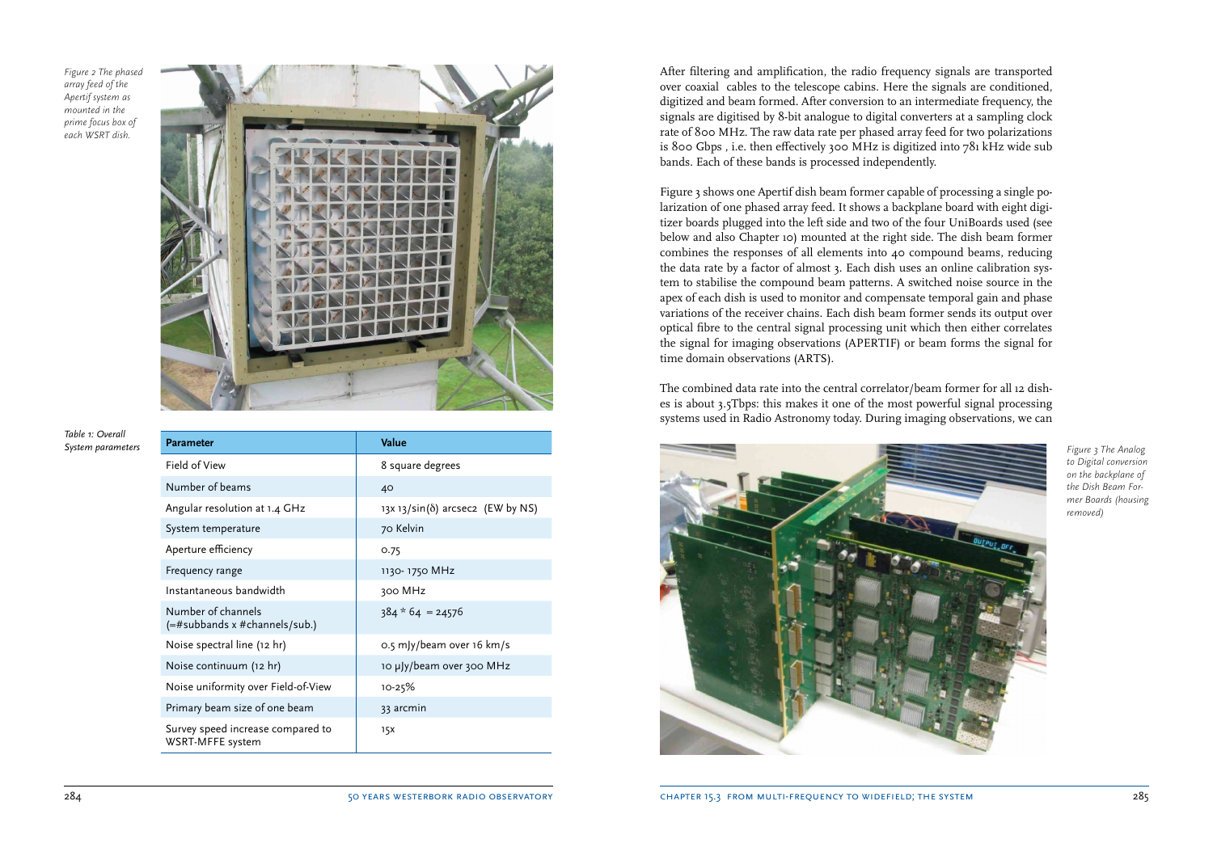*Figure 2 The phased array feed of the Apertif system as mounted in the prime focus box of each WSRT dish.*

*Table 1: Overall System parameters*

| Parameter | Value |
|---|---|
| Field of View | 8 square degrees |
| Number of beams | 40 |
| Angular resolution at 1.4 GHz | 13x 13/sin(δ) arcsec2 (EW by NS) |
| System temperature | 70 Kelvin |
| Aperture efficiency | 0.75 |
| Frequency range | 1130- 1750 MHz |
| Instantaneous bandwidth | 300 MHz |
| Number of channels (=#subbands x #channels/sub.) | 384 * 64 = 24576 |
| Noise spectral line (12 hr) | 0.5 mJy/beam over 16 km/s |
| Noise continuum (12 hr) | 10 μJy/beam over 300 MHz |
| Noise uniformity over Field-of-View | 10-25% |
| Primary beam size of one beam | 33 arcmin |
| Survey speed increase compared to WSRT-MFFE system | 15x |

After filtering and amplification, the radio frequency signals are transported over coaxial cables to the telescope cabins. Here the signals are conditioned, digitized and beam formed. After conversion to an intermediate frequency, the signals are digitised by 8-bit analogue to digital converters at a sampling clock rate of 800 MHz. The raw data rate per phased array feed for two polarizations is 800 Gbps , i.e. then effectively 300 MHz is digitized into 781 kHz wide sub bands. Each of these bands is processed independently.

Figure 3 shows one Apertif dish beam former capable of processing a single polarization of one phased array feed. It shows a backplane board with eight digitizer boards plugged into the left side and two of the four UniBoards used (see below and also Chapter 10) mounted at the right side. The dish beam former combines the responses of all elements into 40 compound beams, reducing the data rate by a factor of almost 3. Each dish uses an online calibration system to stabilise the compound beam patterns. A switched noise source in the apex of each dish is used to monitor and compensate temporal gain and phase variations of the receiver chains. Each dish beam former sends its output over optical fibre to the central signal processing unit which then either correlates the signal for imaging observations (APERTIF) or beam forms the signal for time domain observations (ARTS).

The combined data rate into the central correlator/beam former for all 12 dishes is about 3.5Tbps: this makes it one of the most powerful signal processing systems used in Radio Astronomy today. During imaging observations, we can

*Figure 3 The Analog to Digital conversion on the backplane of the Dish Beam Former Boards (housing removed)*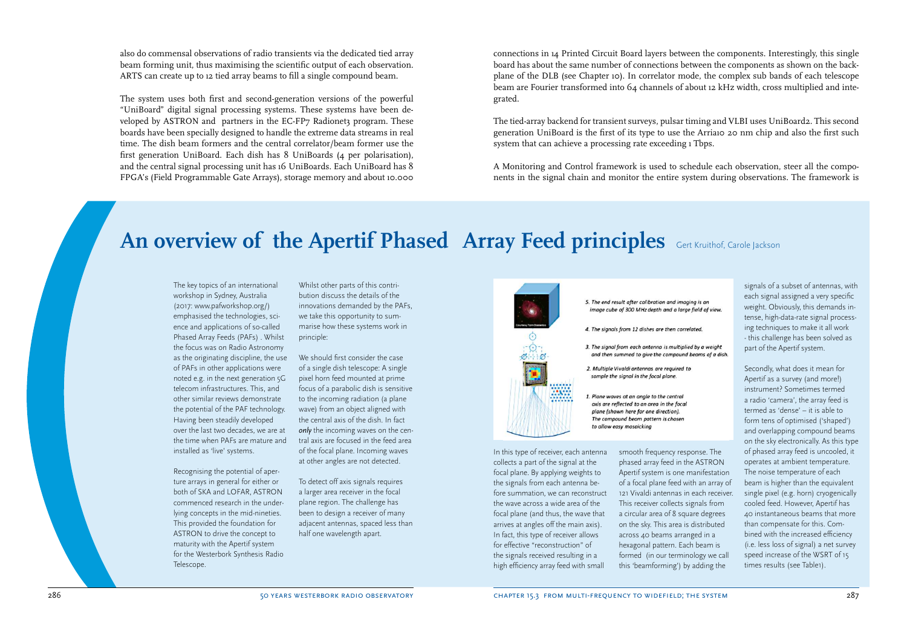also do commensal observations of radio transients via the dedicated tied array beam forming unit, thus maximising the scientific output of each observation. ARTS can create up to 12 tied array beams to fill a single compound beam.

The system uses both first and second-generation versions of the powerful "UniBoard" digital signal processing systems. These systems have been developed by ASTRON and partners in the EC-FP7 Radionet3 program. These boards have been specially designed to handle the extreme data streams in real time. The dish beam formers and the central correlator/beam former use the first generation UniBoard. Each dish has 8 UniBoards (4 per polarisation), and the central signal processing unit has 16 UniBoards. Each UniBoard has 8 FPGA's (Field Programmable Gate Arrays), storage memory and about 10.000 connections in 14 Printed Circuit Board layers between the components. Interestingly, this single board has about the same number of connections between the components as shown on the backplane of the DLB (see Chapter 10). In correlator mode, the complex sub bands of each telescope beam are Fourier transformed into 64 channels of about 12 kHz width, cross multiplied and integrated.

The tied-array backend for transient surveys, pulsar timing and VLBI uses UniBoard2. This second generation UniBoard is the first of its type to use the Arria10 20 nm chip and also the first such system that can achieve a processing rate exceeding 1 Tbps.

A Monitoring and Control framework is used to schedule each observation, steer all the components in the signal chain and monitor the entire system during observations. The framework is

# An overview of the Apertif Phased Array Feed principles

Gert Kruithof, Carole Jackson

The key topics of an international workshop in Sydney, Australia (2017: www.pafworkshop.org/) emphasised the technologies, science and applications of so-called Phased Array Feeds (PAFs). Whilst the focus was on Radio Astronomy as the originating discipline, the use of PAFs in other applications were noted e.g. in the next generation 5G telecom infrastructures. This, and other similar reviews demonstrate the potential of the PAF technology. Having been steadily developed over the last two decades, we are at the time when PAFs are mature and installed as 'live' systems.

Recognising the potential of aperture arrays in general for either or both of SKA and LOFAR, ASTRON commenced research in the underlying concepts in the mid-nineties. This provided the foundation for ASTRON to drive the concept to maturity with the Apertif system for the Westerbork Synthesis Radio Telescope.

Whilst other parts of this contribution discuss the details of the innovations demanded by the PAFs, we take this opportunity to summarise how these systems work in principle:

We should first consider the case of a single dish telescope: A single pixel horn feed mounted at prime focus of a parabolic dish is sensitive to the incoming radiation (a plane wave) from an object aligned with the central axis of the dish. In fact *only* the incoming waves on the central axis are focused in the feed area of the focal plane. Incoming waves at other angles are not detected.

To detect off axis signals requires a larger area receiver in the focal plane region. The challenge has been to design a receiver of many adjacent antennas, spaced less than half one wavelength apart.

*5. The end result after calibration and imaging is an image cube of 300 MHz depth and a large field of view.*

*4. The signals from 12 dishes are then correlated.*

*3. The signal from each antenna is multiplied by a weight and then summed to give the compound beams of a dish.*

*2. Multiple Vivaldi antennas are required to sample the signal in the focal plane.*

*1. Plane waves at an angle to the central axis are reflected to an area in the focal plane (shown here for one direction). The compound beam pattern is chosen to allow easy mosaicking*

In this type of receiver, each antenna collects a part of the signal at the focal plane. By applying weights to the signals from each antenna before summation, we can reconstruct the wave across a wide area of the focal plane (and thus, the wave that arrives at angles off the main axis). In fact, this type of receiver allows for effective "reconstruction" of the signals received resulting in a high efficiency array feed with small smooth frequency response. The phased array feed in the ASTRON Apertif system is one manifestation of a focal plane feed with an array of 121 Vivaldi antennas in each receiver. This receiver collects signals from a circular area of 8 square degrees on the sky. This area is distributed across 40 beams arranged in a hexagonal pattern. Each beam is formed (in our terminology we call this 'beamforming') by adding the signals of a subset of antennas, with each signal assigned a very specific weight. Obviously, this demands intense, high-data-rate signal processing techniques to make it all work - this challenge has been solved as part of the Apertif system.

Secondly, what does it mean for Apertif as a survey (and more!) instrument? Sometimes termed a radio 'camera', the array feed is termed as 'dense' – it is able to form tens of optimised ('shaped') and overlapping compound beams on the sky electronically. As this type of phased array feed is uncooled, it operates at ambient temperature. The noise temperature of each beam is higher than the equivalent single pixel (e.g. horn) cryogenically cooled feed. However, Apertif has 40 instantaneous beams that more than compensate for this. Combined with the increased efficiency (i.e. less loss of signal) a net survey speed increase of the WSRT of 15 times results (see Table1).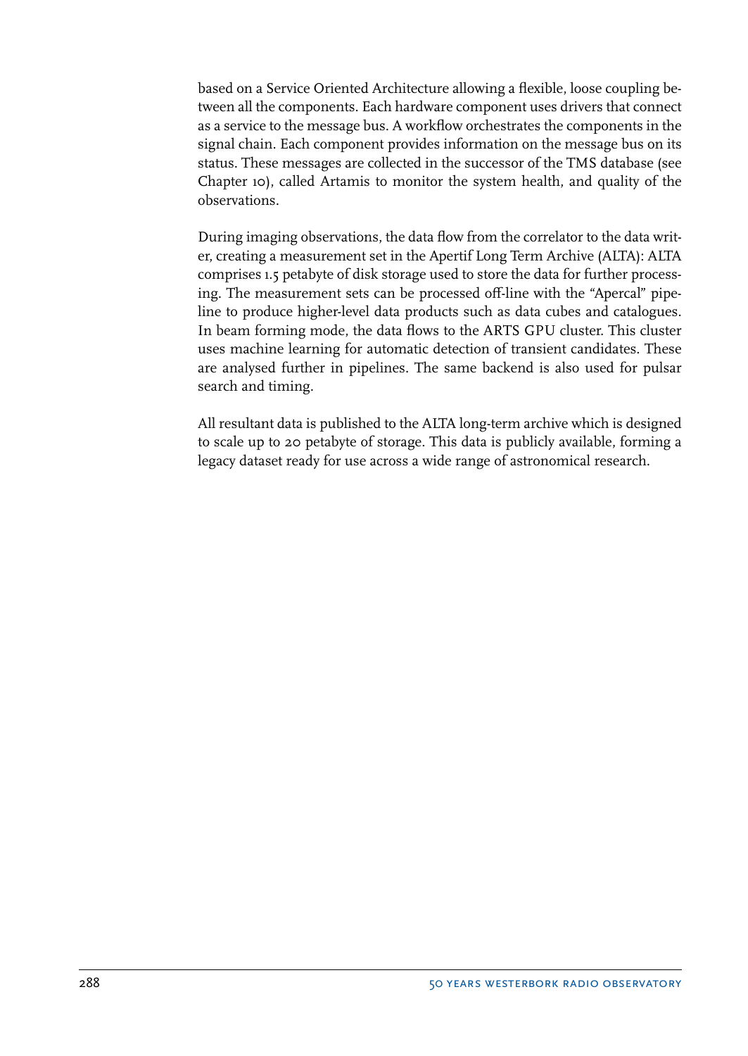based on a Service Oriented Architecture allowing a flexible, loose coupling between all the components. Each hardware component uses drivers that connect as a service to the message bus. A workflow orchestrates the components in the signal chain. Each component provides information on the message bus on its status. These messages are collected in the successor of the TMS database (see Chapter 10), called Artamis to monitor the system health, and quality of the observations.

During imaging observations, the data flow from the correlator to the data writer, creating a measurement set in the Apertif Long Term Archive (ALTA): ALTA comprises 1.5 petabyte of disk storage used to store the data for further processing. The measurement sets can be processed off-line with the "Apercal" pipeline to produce higher-level data products such as data cubes and catalogues. In beam forming mode, the data flows to the ARTS GPU cluster. This cluster uses machine learning for automatic detection of transient candidates. These are analysed further in pipelines. The same backend is also used for pulsar search and timing.

All resultant data is published to the ALTA long-term archive which is designed to scale up to 20 petabyte of storage. This data is publicly available, forming a legacy dataset ready for use across a wide range of astronomical research.